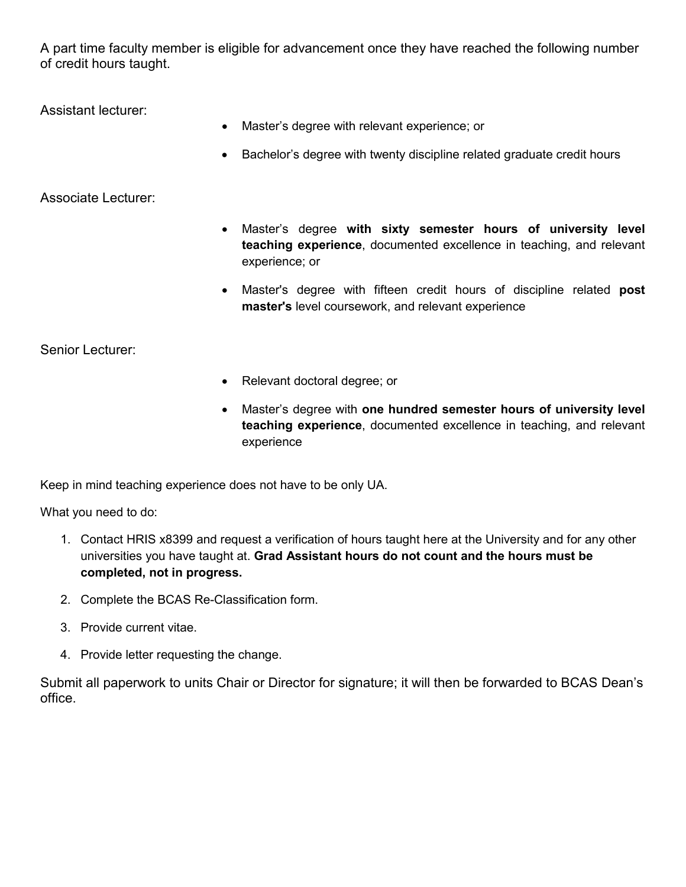A part time faculty member is eligible for advancement once they have reached the following number of credit hours taught.

Assistant lecturer:

- Master's degree with relevant experience; or
- Bachelor's degree with twenty discipline related graduate credit hours

Associate Lecturer:

- Master's degree **with sixty semester hours of university level teaching experience**, documented excellence in teaching, and relevant experience; or
- Master's degree with fifteen credit hours of discipline related **post master's** level coursework, and relevant experience

Senior Lecturer:

- Relevant doctoral degree; or
- Master's degree with **one hundred semester hours of university level teaching experience**, documented excellence in teaching, and relevant experience

Keep in mind teaching experience does not have to be only UA.

What you need to do:

1. Contact HRIS x8399 and request a verification of hours taught here at the University and for any other universities you have taught at. **Grad Assistant hours do not count and the hours must be completed, not in progress.**
2. Complete the BCAS Re-Classification form.
3. Provide current vitae.
4. Provide letter requesting the change.

Submit all paperwork to units Chair or Director for signature; it will then be forwarded to BCAS Dean's office.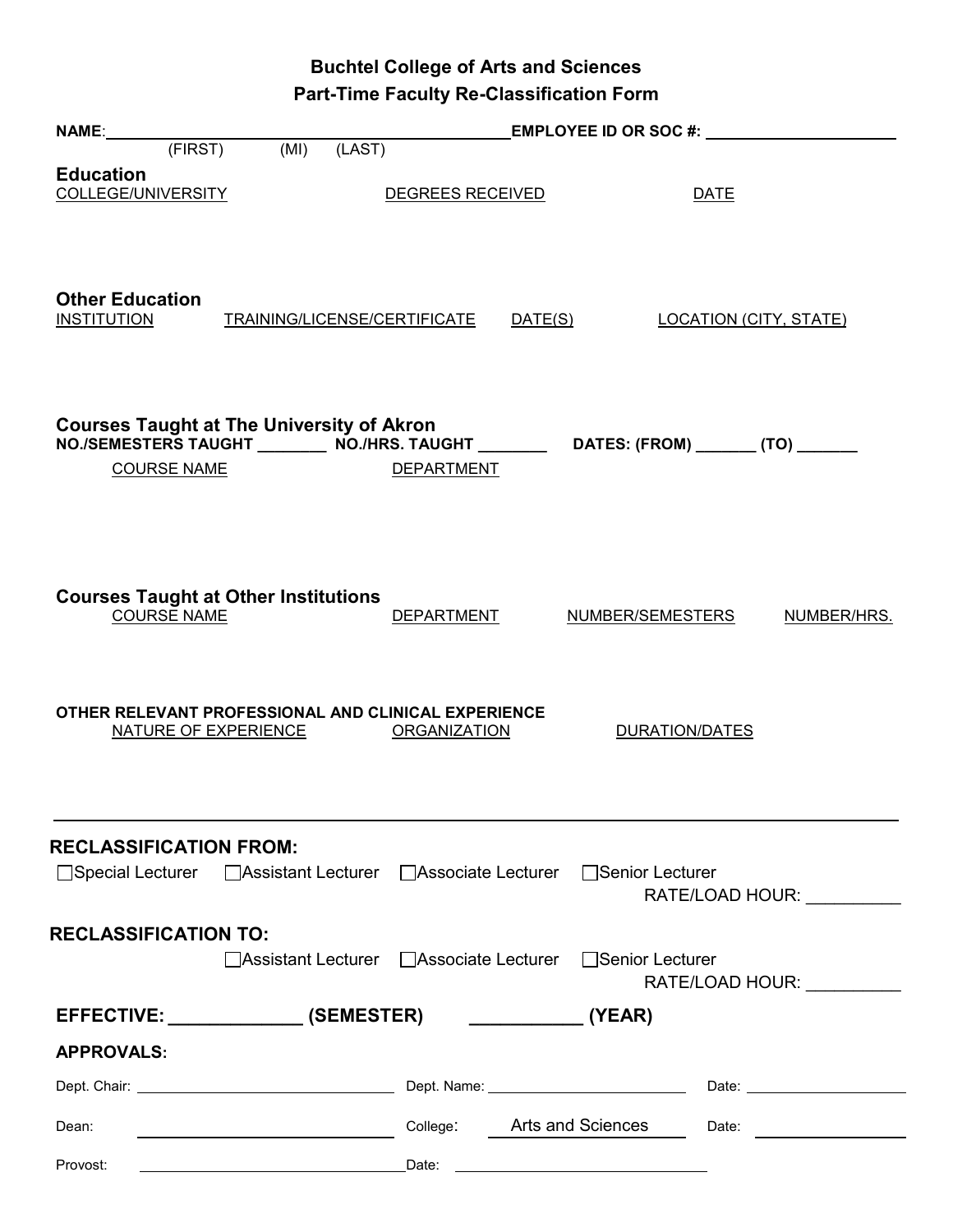# Buchtel College of Arts and Sciences
## Part-Time Faculty Re-Classification Form

**NAME**:______________________________ **EMPLOYEE ID OR SOC #:** ______________________

(FIRST) (MI) (LAST)

### Education

| COLLEGE/UNIVERSITY | DEGREES RECEIVED | DATE |
|---|---|---|
| | | |

### Other Education

| INSTITUTION | TRAINING/LICENSE/CERTIFICATE | DATE(S) | LOCATION (CITY, STATE) |
|---|---|---|---|
| | | | |

### Courses Taught at The University of Akron

**NO./SEMESTERS TAUGHT** ________ **NO./HRS. TAUGHT** ________ **DATES: (FROM)** _______ **(TO)** _______

| COURSE NAME | DEPARTMENT |
|---|---|
| | |

### Courses Taught at Other Institutions

| COURSE NAME | DEPARTMENT | NUMBER/SEMESTERS | NUMBER/HRS. |
|---|---|---|---|
| | | | |

**OTHER RELEVANT PROFESSIONAL AND CLINICAL EXPERIENCE**

| NATURE OF EXPERIENCE | ORGANIZATION | DURATION/DATES |
|---|---|---|
| | | |

---

### RECLASSIFICATION FROM:

☐ Special Lecturer ☐ Assistant Lecturer ☐ Associate Lecturer ☐ Senior Lecturer

RATE/LOAD HOUR: __________

### RECLASSIFICATION TO:

☐ Assistant Lecturer ☐ Associate Lecturer ☐ Senior Lecturer

RATE/LOAD HOUR: __________

**EFFECTIVE:** _____________ **(SEMESTER)** ___________ **(YEAR)**

**APPROVALS:**

Dept. Chair: ______________________ Dept. Name: ______________________ Date: ______________

Dean: ______________________ College: Arts and Sciences Date: ______________

Provost: ______________________ Date: ______________________